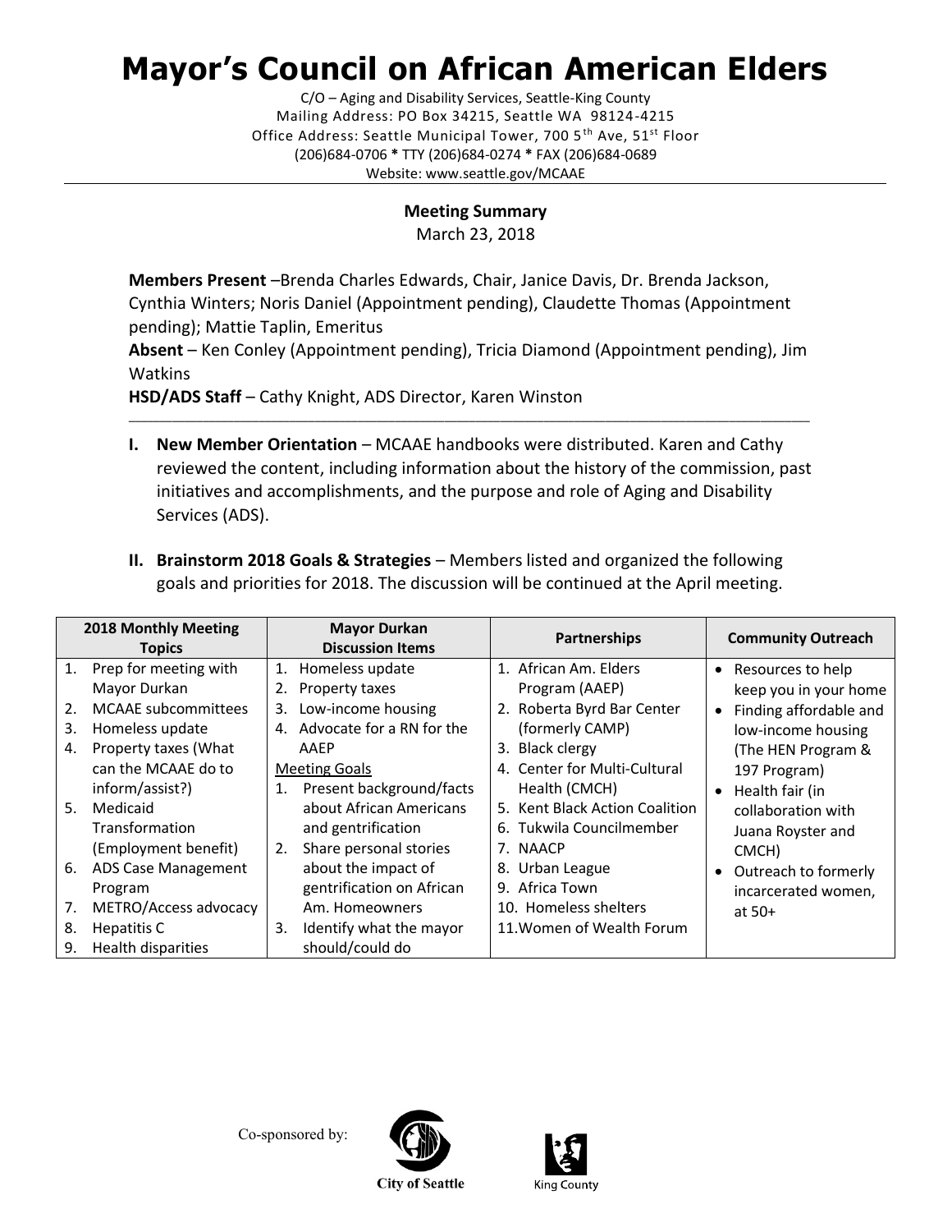# Mayor's Council on African American Elders

C/O – Aging and Disability Services, Seattle-King County
Mailing Address: PO Box 34215, Seattle WA 98124-4215
Office Address: Seattle Municipal Tower, 700 5th Ave, 51st Floor
(206)684-0706 * TTY (206)684-0274 * FAX (206)684-0689
Website: www.seattle.gov/MCAAE

---

**Meeting Summary**

March 23, 2018

**Members Present** –Brenda Charles Edwards, Chair, Janice Davis, Dr. Brenda Jackson, Cynthia Winters; Noris Daniel (Appointment pending), Claudette Thomas (Appointment pending); Mattie Taplin, Emeritus

**Absent** – Ken Conley (Appointment pending), Tricia Diamond (Appointment pending), Jim Watkins

**HSD/ADS Staff** – Cathy Knight, ADS Director, Karen Winston

---

I. **New Member Orientation** – MCAAE handbooks were distributed. Karen and Cathy reviewed the content, including information about the history of the commission, past initiatives and accomplishments, and the purpose and role of Aging and Disability Services (ADS).

II. **Brainstorm 2018 Goals & Strategies** – Members listed and organized the following goals and priorities for 2018. The discussion will be continued at the April meeting.

| 2018 Monthly Meeting Topics | Mayor Durkan Discussion Items | Partnerships | Community Outreach |
|---|---|---|---|
| 1. Prep for meeting with Mayor Durkan<br>2. MCAAE subcommittees<br>3. Homeless update<br>4. Property taxes (What can the MCAAE do to inform/assist?)<br>5. Medicaid Transformation (Employment benefit)<br>6. ADS Case Management Program<br>7. METRO/Access advocacy<br>8. Hepatitis C<br>9. Health disparities | 1. Homeless update<br>2. Property taxes<br>3. Low-income housing<br>4. Advocate for a RN for the AAEP<br><u>Meeting Goals</u><br>1. Present background/facts about African Americans and gentrification<br>2. Share personal stories about the impact of gentrification on African Am. Homeowners<br>3. Identify what the mayor should/could do | 1. African Am. Elders Program (AAEP)<br>2. Roberta Byrd Bar Center (formerly CAMP)<br>3. Black clergy<br>4. Center for Multi-Cultural Health (CMCH)<br>5. Kent Black Action Coalition<br>6. Tukwila Councilmember<br>7. NAACP<br>8. Urban League<br>9. Africa Town<br>10. Homeless shelters<br>11. Women of Wealth Forum | • Resources to help keep you in your home<br>• Finding affordable and low-income housing (The HEN Program & 197 Program)<br>• Health fair (in collaboration with Juana Royster and CMCH)<br>• Outreach to formerly incarcerated women, at 50+ |

Co-sponsored by: City of Seattle, King County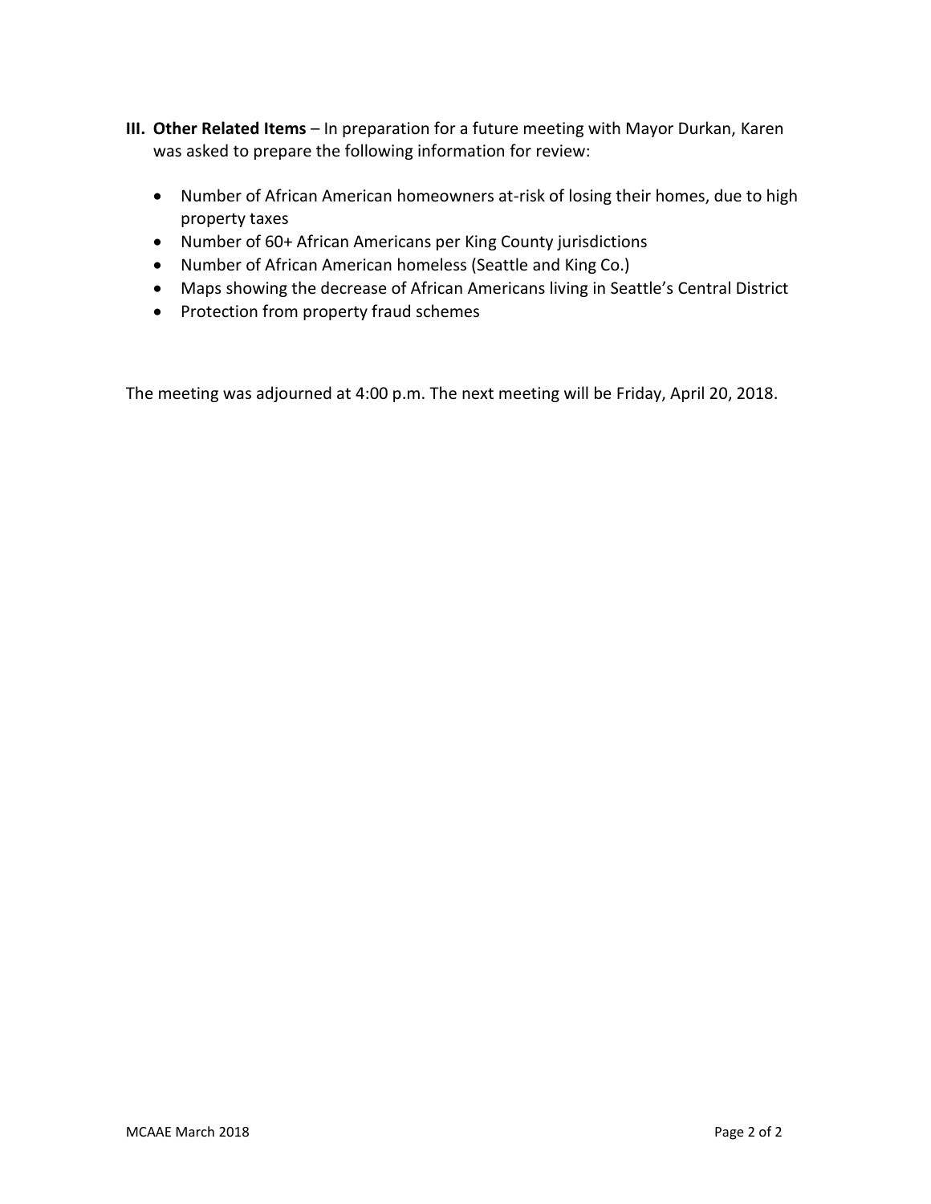**III. Other Related Items** – In preparation for a future meeting with Mayor Durkan, Karen was asked to prepare the following information for review:

- Number of African American homeowners at-risk of losing their homes, due to high property taxes
- Number of 60+ African Americans per King County jurisdictions
- Number of African American homeless (Seattle and King Co.)
- Maps showing the decrease of African Americans living in Seattle's Central District
- Protection from property fraud schemes

The meeting was adjourned at 4:00 p.m. The next meeting will be Friday, April 20, 2018.